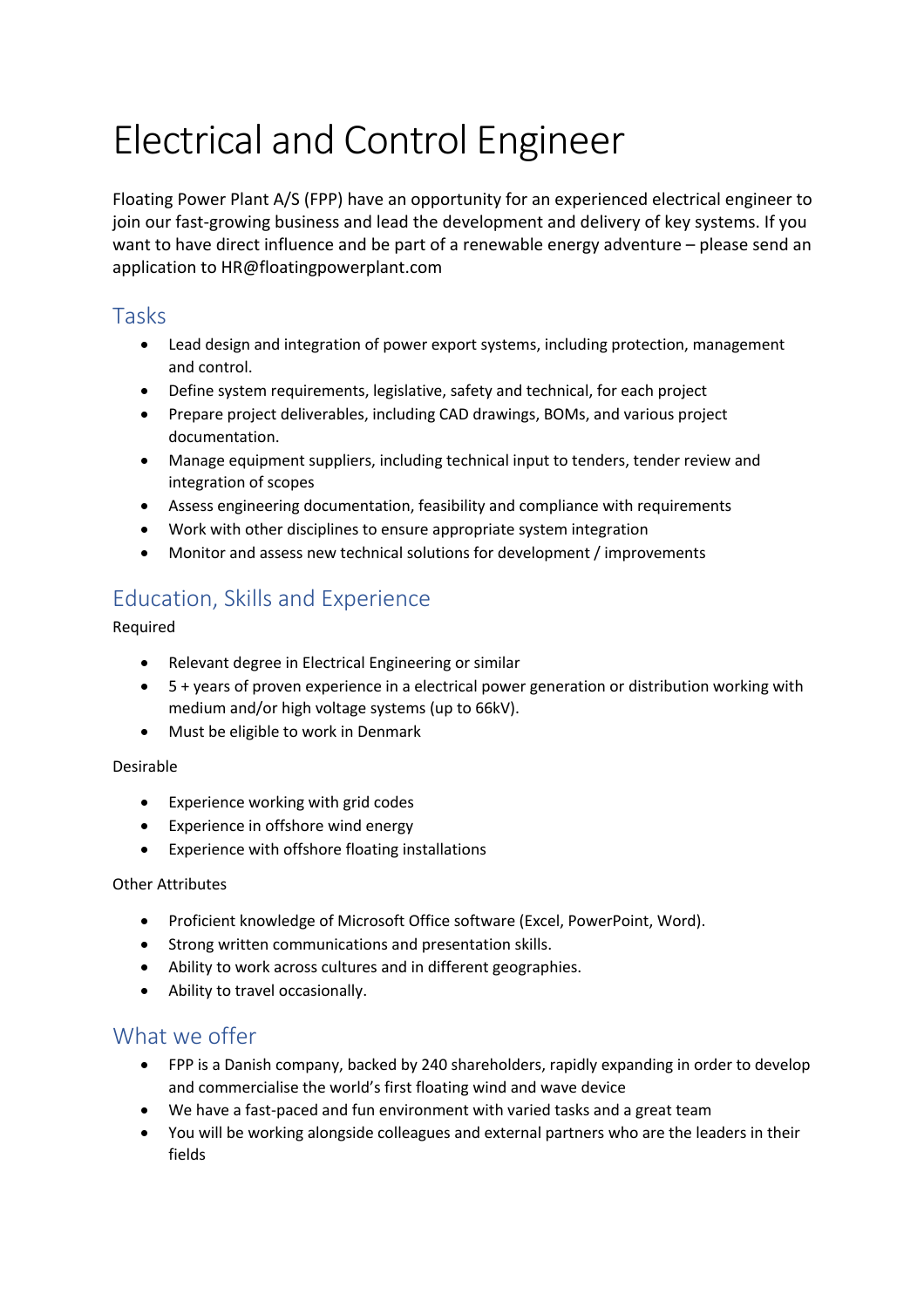# Electrical and Control Engineer

Floating Power Plant A/S (FPP) have an opportunity for an experienced electrical engineer to join our fast-growing business and lead the development and delivery of key systems. If you want to have direct influence and be part of a renewable energy adventure – please send an application to HR@floatingpowerplant.com

## Tasks

- Lead design and integration of power export systems, including protection, management and control.
- Define system requirements, legislative, safety and technical, for each project
- Prepare project deliverables, including CAD drawings, BOMs, and various project documentation.
- Manage equipment suppliers, including technical input to tenders, tender review and integration of scopes
- Assess engineering documentation, feasibility and compliance with requirements
- Work with other disciplines to ensure appropriate system integration
- Monitor and assess new technical solutions for development / improvements

## Education, Skills and Experience

Required

- Relevant degree in Electrical Engineering or similar
- 5 + years of proven experience in a electrical power generation or distribution working with medium and/or high voltage systems (up to 66kV).
- Must be eligible to work in Denmark

Desirable

- Experience working with grid codes
- Experience in offshore wind energy
- Experience with offshore floating installations

Other Attributes

- Proficient knowledge of Microsoft Office software (Excel, PowerPoint, Word).
- Strong written communications and presentation skills.
- Ability to work across cultures and in different geographies.
- Ability to travel occasionally.

## What we offer

- FPP is a Danish company, backed by 240 shareholders, rapidly expanding in order to develop and commercialise the world's first floating wind and wave device
- We have a fast-paced and fun environment with varied tasks and a great team
- You will be working alongside colleagues and external partners who are the leaders in their fields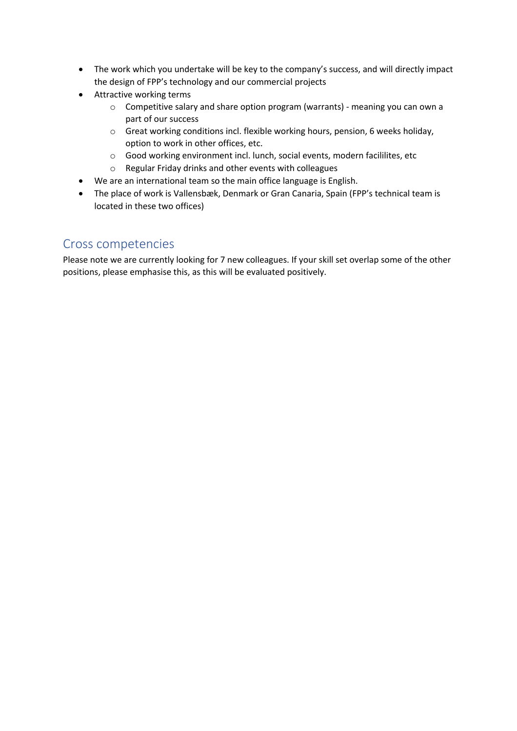- The work which you undertake will be key to the company's success, and will directly impact the design of FPP's technology and our commercial projects
- Attractive working terms
  - Competitive salary and share option program (warrants) - meaning you can own a part of our success
  - Great working conditions incl. flexible working hours, pension, 6 weeks holiday, option to work in other offices, etc.
  - Good working environment incl. lunch, social events, modern facililites, etc
  - Regular Friday drinks and other events with colleagues
- We are an international team so the main office language is English.
- The place of work is Vallensbæk, Denmark or Gran Canaria, Spain (FPP's technical team is located in these two offices)

## Cross competencies

Please note we are currently looking for 7 new colleagues. If your skill set overlap some of the other positions, please emphasise this, as this will be evaluated positively.